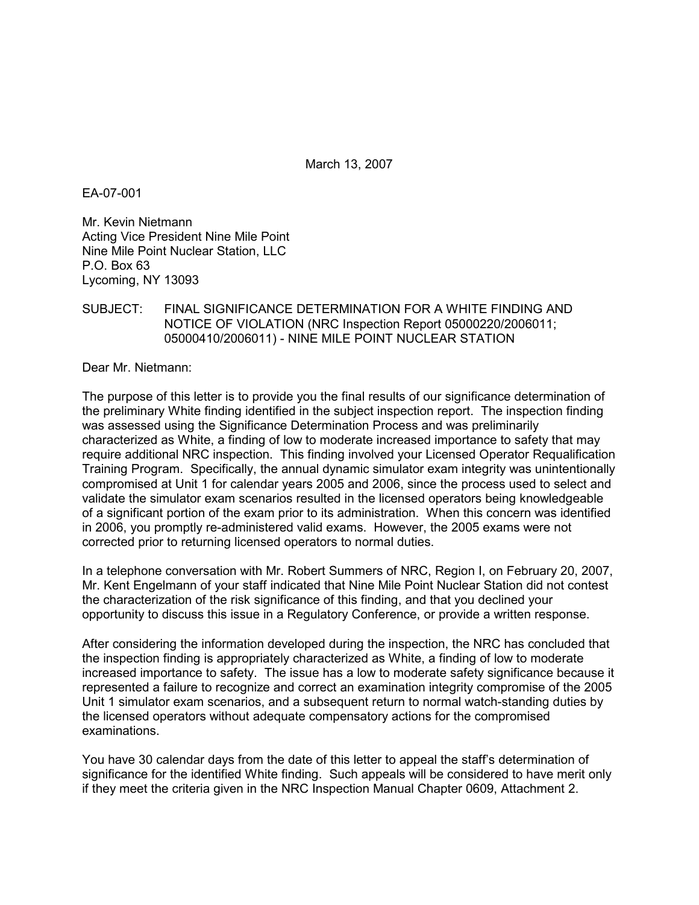March 13, 2007

EA-07-001

Mr. Kevin Nietmann
Acting Vice President Nine Mile Point
Nine Mile Point Nuclear Station, LLC
P.O. Box 63
Lycoming, NY 13093

SUBJECT: FINAL SIGNIFICANCE DETERMINATION FOR A WHITE FINDING AND NOTICE OF VIOLATION (NRC Inspection Report 05000220/2006011; 05000410/2006011) - NINE MILE POINT NUCLEAR STATION

Dear Mr. Nietmann:

The purpose of this letter is to provide you the final results of our significance determination of the preliminary White finding identified in the subject inspection report. The inspection finding was assessed using the Significance Determination Process and was preliminarily characterized as White, a finding of low to moderate increased importance to safety that may require additional NRC inspection. This finding involved your Licensed Operator Requalification Training Program. Specifically, the annual dynamic simulator exam integrity was unintentionally compromised at Unit 1 for calendar years 2005 and 2006, since the process used to select and validate the simulator exam scenarios resulted in the licensed operators being knowledgeable of a significant portion of the exam prior to its administration. When this concern was identified in 2006, you promptly re-administered valid exams. However, the 2005 exams were not corrected prior to returning licensed operators to normal duties.

In a telephone conversation with Mr. Robert Summers of NRC, Region I, on February 20, 2007, Mr. Kent Engelmann of your staff indicated that Nine Mile Point Nuclear Station did not contest the characterization of the risk significance of this finding, and that you declined your opportunity to discuss this issue in a Regulatory Conference, or provide a written response.

After considering the information developed during the inspection, the NRC has concluded that the inspection finding is appropriately characterized as White, a finding of low to moderate increased importance to safety. The issue has a low to moderate safety significance because it represented a failure to recognize and correct an examination integrity compromise of the 2005 Unit 1 simulator exam scenarios, and a subsequent return to normal watch-standing duties by the licensed operators without adequate compensatory actions for the compromised examinations.

You have 30 calendar days from the date of this letter to appeal the staff's determination of significance for the identified White finding. Such appeals will be considered to have merit only if they meet the criteria given in the NRC Inspection Manual Chapter 0609, Attachment 2.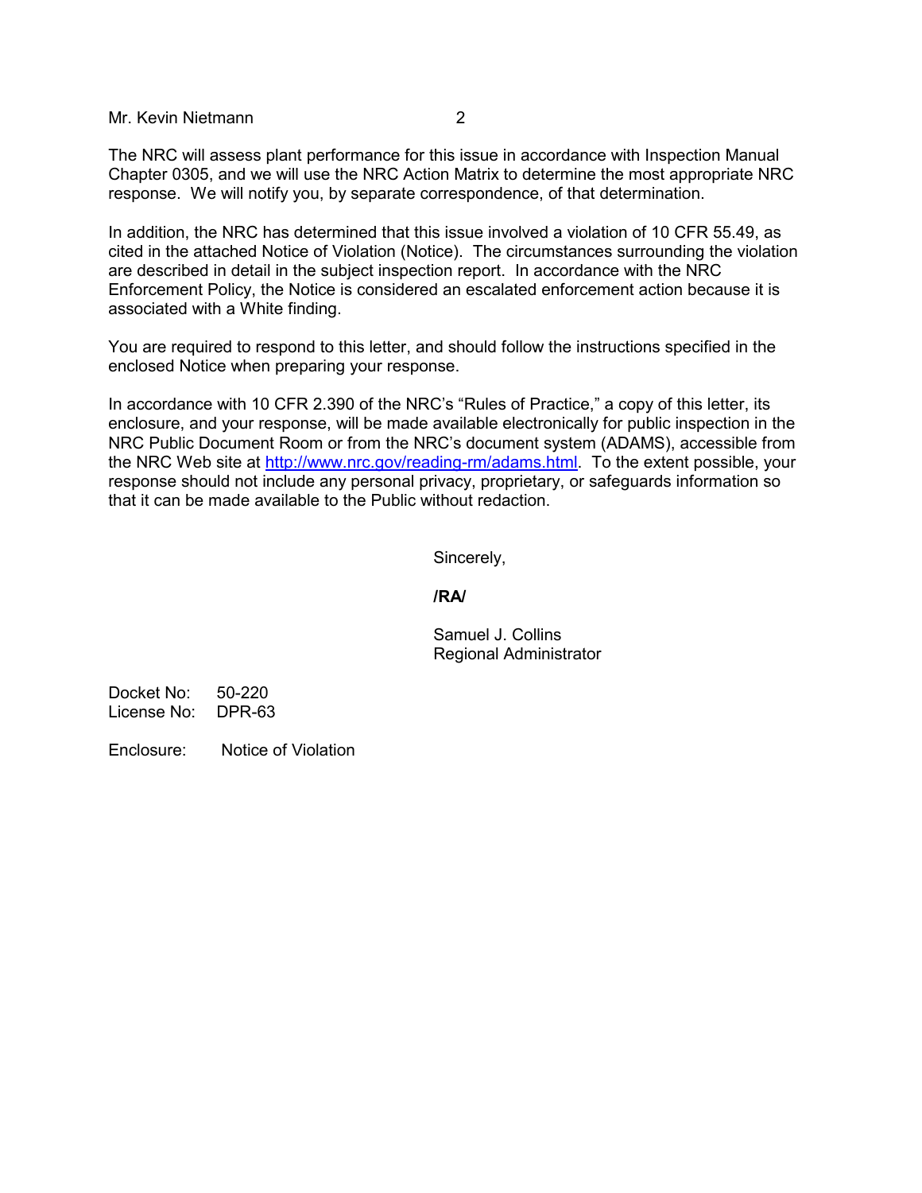Mr. Kevin Nietmann

The NRC will assess plant performance for this issue in accordance with Inspection Manual Chapter 0305, and we will use the NRC Action Matrix to determine the most appropriate NRC response. We will notify you, by separate correspondence, of that determination.

In addition, the NRC has determined that this issue involved a violation of 10 CFR 55.49, as cited in the attached Notice of Violation (Notice). The circumstances surrounding the violation are described in detail in the subject inspection report. In accordance with the NRC Enforcement Policy, the Notice is considered an escalated enforcement action because it is associated with a White finding.

You are required to respond to this letter, and should follow the instructions specified in the enclosed Notice when preparing your response.

In accordance with 10 CFR 2.390 of the NRC's "Rules of Practice," a copy of this letter, its enclosure, and your response, will be made available electronically for public inspection in the NRC Public Document Room or from the NRC's document system (ADAMS), accessible from the NRC Web site at http://www.nrc.gov/reading-rm/adams.html. To the extent possible, your response should not include any personal privacy, proprietary, or safeguards information so that it can be made available to the Public without redaction.

Sincerely,

**/RA/**

Samuel J. Collins
Regional Administrator

Docket No: 50-220
License No: DPR-63

Enclosure: Notice of Violation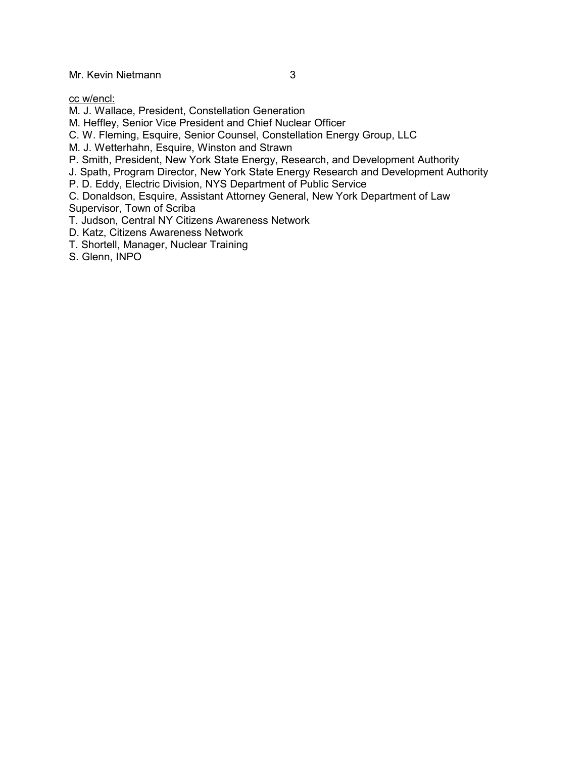cc w/encl:

M. J. Wallace, President, Constellation Generation
M. Heffley, Senior Vice President and Chief Nuclear Officer
C. W. Fleming, Esquire, Senior Counsel, Constellation Energy Group, LLC
M. J. Wetterhahn, Esquire, Winston and Strawn
P. Smith, President, New York State Energy, Research, and Development Authority
J. Spath, Program Director, New York State Energy Research and Development Authority
P. D. Eddy, Electric Division, NYS Department of Public Service
C. Donaldson, Esquire, Assistant Attorney General, New York Department of Law
Supervisor, Town of Scriba
T. Judson, Central NY Citizens Awareness Network
D. Katz, Citizens Awareness Network
T. Shortell, Manager, Nuclear Training
S. Glenn, INPO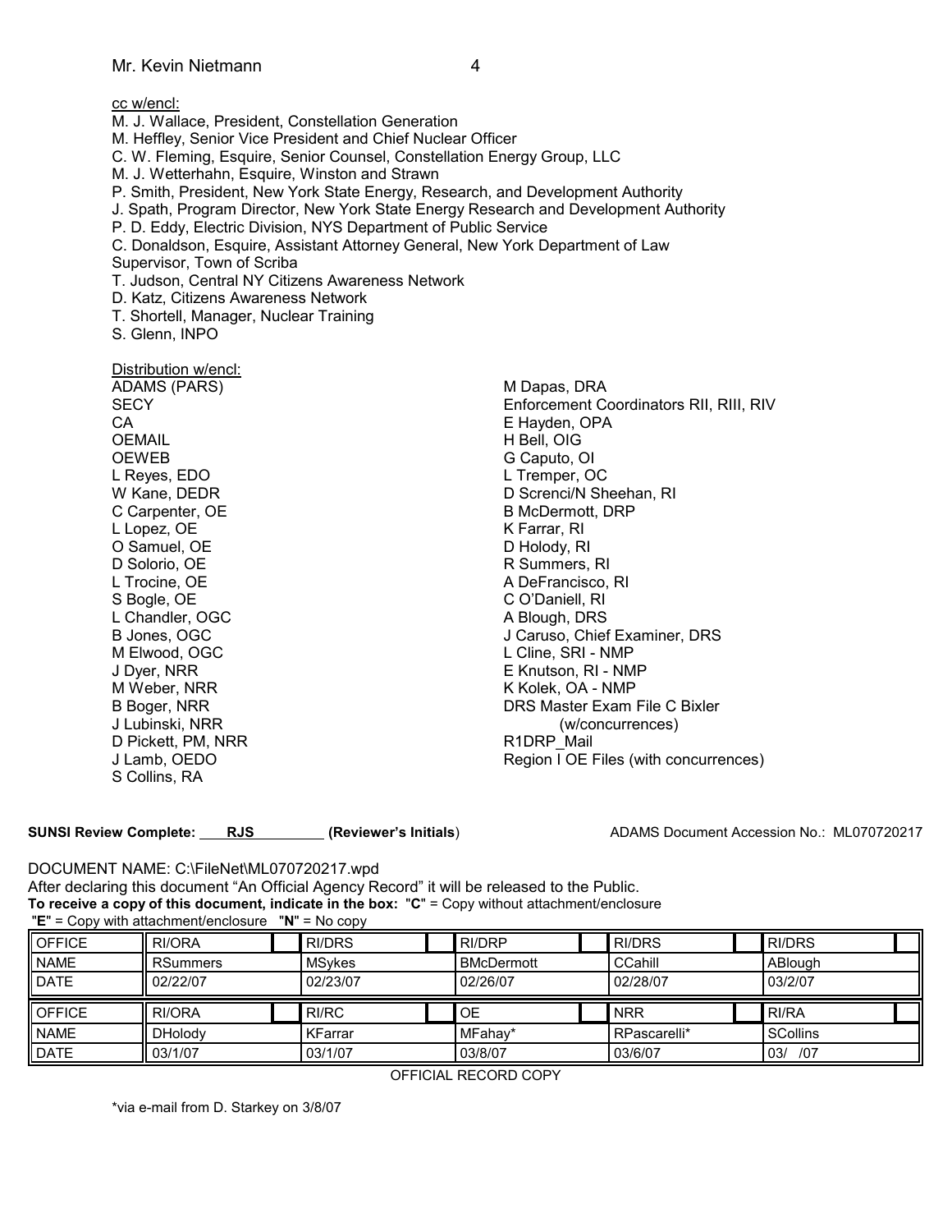Mr. Kevin Nietmann

cc w/encl:
M. J. Wallace, President, Constellation Generation
M. Heffley, Senior Vice President and Chief Nuclear Officer
C. W. Fleming, Esquire, Senior Counsel, Constellation Energy Group, LLC
M. J. Wetterhahn, Esquire, Winston and Strawn
P. Smith, President, New York State Energy, Research, and Development Authority
J. Spath, Program Director, New York State Energy Research and Development Authority
P. D. Eddy, Electric Division, NYS Department of Public Service
C. Donaldson, Esquire, Assistant Attorney General, New York Department of Law
Supervisor, Town of Scriba
T. Judson, Central NY Citizens Awareness Network
D. Katz, Citizens Awareness Network
T. Shortell, Manager, Nuclear Training
S. Glenn, INPO

Distribution w/encl:
ADAMS (PARS)
SECY
CA
OEMAIL
OEWEB
L Reyes, EDO
W Kane, DEDR
C Carpenter, OE
L Lopez, OE
O Samuel, OE
D Solorio, OE
L Trocine, OE
S Bogle, OE
L Chandler, OGC
B Jones, OGC
M Elwood, OGC
J Dyer, NRR
M Weber, NRR
B Boger, NRR
J Lubinski, NRR
D Pickett, PM, NRR
J Lamb, OEDO
S Collins, RA
M Dapas, DRA
Enforcement Coordinators RII, RIII, RIV
E Hayden, OPA
H Bell, OIG
G Caputo, OI
L Tremper, OC
D Screnci/N Sheehan, RI
B McDermott, DRP
K Farrar, RI
D Holody, RI
R Summers, RI
A DeFrancisco, RI
C O'Daniell, RI
A Blough, DRS
J Caruso, Chief Examiner, DRS
L Cline, SRI - NMP
E Knutson, RI - NMP
K Kolek, OA - NMP
DRS Master Exam File C Bixler (w/concurrences)
R1DRP_Mail
Region I OE Files (with concurrences)

**SUNSI Review Complete:** **RJS** **(Reviewer's Initials)** ADAMS Document Accession No.: ML070720217

DOCUMENT NAME: C:\FileNet\ML070720217.wpd
After declaring this document "An Official Agency Record" it will be released to the Public.
**To receive a copy of this document, indicate in the box:** "**C**" = Copy without attachment/enclosure "**E**" = Copy with attachment/enclosure "**N**" = No copy

| OFFICE | RI/ORA | | RI/DRS | | RI/DRP | | RI/DRS | | RI/DRS | |
|---|---|---|---|---|---|---|---|---|---|---|
| NAME | RSummers | | MSykes | | BMcDermott | | CCahill | | ABlough | |
| DATE | 02/22/07 | | 02/23/07 | | 02/26/07 | | 02/28/07 | | 03/2/07 | |
| OFFICE | RI/ORA | | RI/RC | | OE | | NRR | | RI/RA | |
| NAME | DHolody | | KFarrar | | MFahay* | | RPascarelli* | | SCollins | |
| DATE | 03/1/07 | | 03/1/07 | | 03/8/07 | | 03/6/07 | | 03/ /07 | |

OFFICIAL RECORD COPY

*via e-mail from D. Starkey on 3/8/07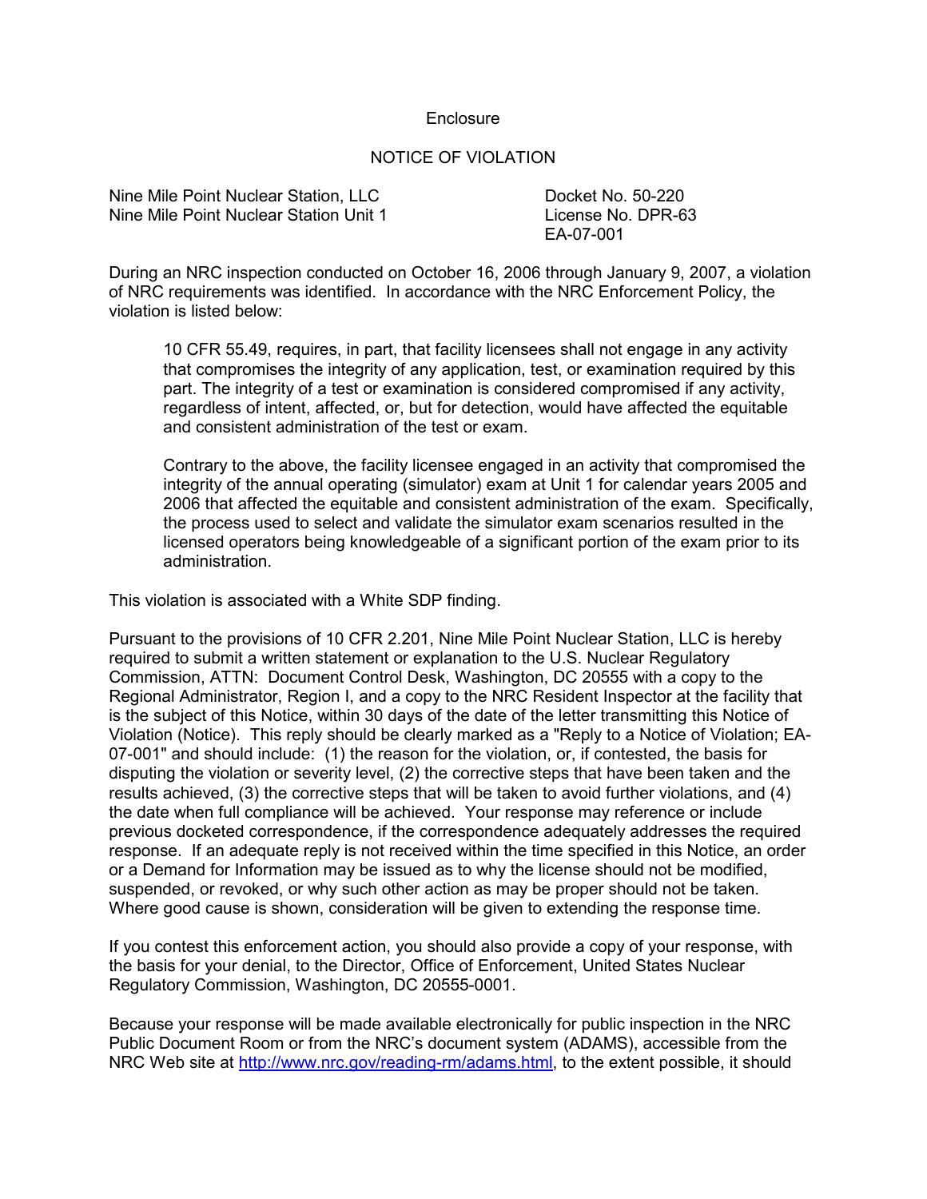Enclosure

## NOTICE OF VIOLATION

Nine Mile Point Nuclear Station, LLC
Nine Mile Point Nuclear Station Unit 1

Docket No. 50-220
License No. DPR-63
EA-07-001

During an NRC inspection conducted on October 16, 2006 through January 9, 2007, a violation of NRC requirements was identified. In accordance with the NRC Enforcement Policy, the violation is listed below:

> 10 CFR 55.49, requires, in part, that facility licensees shall not engage in any activity that compromises the integrity of any application, test, or examination required by this part. The integrity of a test or examination is considered compromised if any activity, regardless of intent, affected, or, but for detection, would have affected the equitable and consistent administration of the test or exam.
>
> Contrary to the above, the facility licensee engaged in an activity that compromised the integrity of the annual operating (simulator) exam at Unit 1 for calendar years 2005 and 2006 that affected the equitable and consistent administration of the exam. Specifically, the process used to select and validate the simulator exam scenarios resulted in the licensed operators being knowledgeable of a significant portion of the exam prior to its administration.

This violation is associated with a White SDP finding.

Pursuant to the provisions of 10 CFR 2.201, Nine Mile Point Nuclear Station, LLC is hereby required to submit a written statement or explanation to the U.S. Nuclear Regulatory Commission, ATTN: Document Control Desk, Washington, DC 20555 with a copy to the Regional Administrator, Region I, and a copy to the NRC Resident Inspector at the facility that is the subject of this Notice, within 30 days of the date of the letter transmitting this Notice of Violation (Notice). This reply should be clearly marked as a "Reply to a Notice of Violation; EA-07-001" and should include: (1) the reason for the violation, or, if contested, the basis for disputing the violation or severity level, (2) the corrective steps that have been taken and the results achieved, (3) the corrective steps that will be taken to avoid further violations, and (4) the date when full compliance will be achieved. Your response may reference or include previous docketed correspondence, if the correspondence adequately addresses the required response. If an adequate reply is not received within the time specified in this Notice, an order or a Demand for Information may be issued as to why the license should not be modified, suspended, or revoked, or why such other action as may be proper should not be taken. Where good cause is shown, consideration will be given to extending the response time.

If you contest this enforcement action, you should also provide a copy of your response, with the basis for your denial, to the Director, Office of Enforcement, United States Nuclear Regulatory Commission, Washington, DC 20555-0001.

Because your response will be made available electronically for public inspection in the NRC Public Document Room or from the NRC's document system (ADAMS), accessible from the NRC Web site at http://www.nrc.gov/reading-rm/adams.html, to the extent possible, it should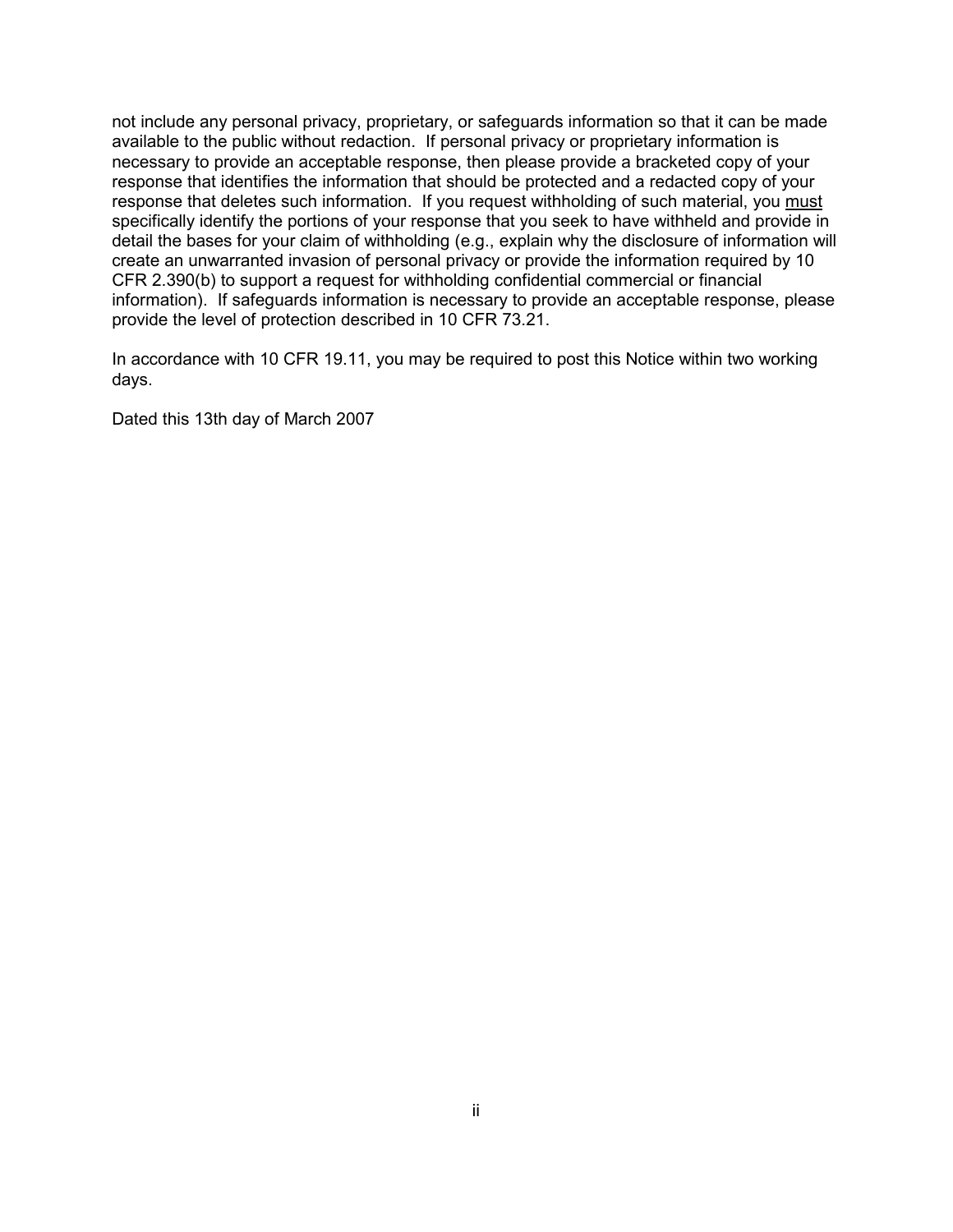not include any personal privacy, proprietary, or safeguards information so that it can be made available to the public without redaction. If personal privacy or proprietary information is necessary to provide an acceptable response, then please provide a bracketed copy of your response that identifies the information that should be protected and a redacted copy of your response that deletes such information. If you request withholding of such material, you <u>must</u> specifically identify the portions of your response that you seek to have withheld and provide in detail the bases for your claim of withholding (e.g., explain why the disclosure of information will create an unwarranted invasion of personal privacy or provide the information required by 10 CFR 2.390(b) to support a request for withholding confidential commercial or financial information). If safeguards information is necessary to provide an acceptable response, please provide the level of protection described in 10 CFR 73.21.

In accordance with 10 CFR 19.11, you may be required to post this Notice within two working days.

Dated this 13th day of March 2007